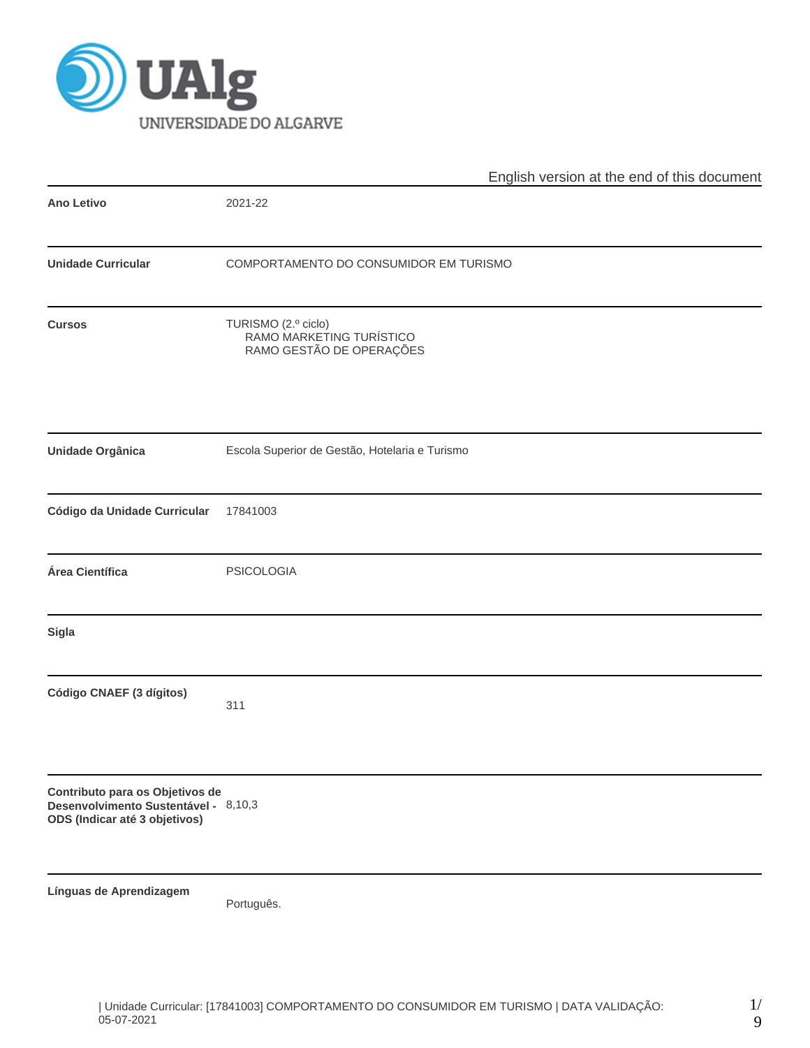English version at the end of this document

| | |
|---|---|
| **Ano Letivo** | 2021-22 |
| **Unidade Curricular** | COMPORTAMENTO DO CONSUMIDOR EM TURISMO |
| **Cursos** | TURISMO (2.º ciclo)<br>RAMO MARKETING TURÍSTICO<br>RAMO GESTÃO DE OPERAÇÕES |
| **Unidade Orgânica** | Escola Superior de Gestão, Hotelaria e Turismo |
| **Código da Unidade Curricular** | 17841003 |
| **Área Científica** | PSICOLOGIA |
| **Sigla** | |
| **Código CNAEF (3 dígitos)** | 311 |
| **Contributo para os Objetivos de Desenvolvimento Sustentável - ODS (Indicar até 3 objetivos)** | 8,10,3 |
| **Línguas de Aprendizagem** | Português. |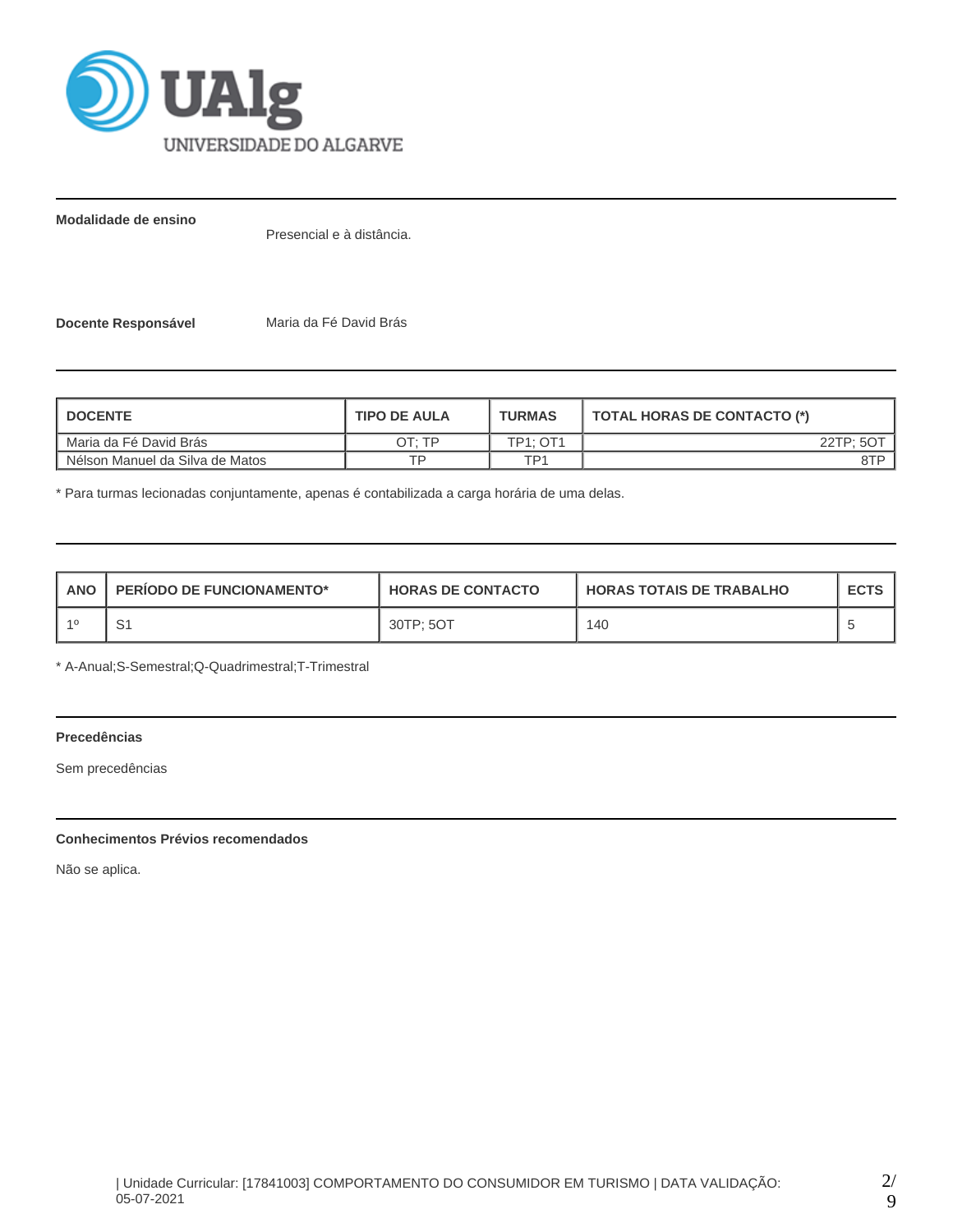**Modalidade de ensino**

Presencial e à distância.

**Docente Responsável**

Maria da Fé David Brás

| DOCENTE | TIPO DE AULA | TURMAS | TOTAL HORAS DE CONTACTO (*) |
|---|---|---|---|
| Maria da Fé David Brás | OT; TP | TP1; OT1 | 22TP; 5OT |
| Nélson Manuel da Silva de Matos | TP | TP1 | 8TP |

* Para turmas lecionadas conjuntamente, apenas é contabilizada a carga horária de uma delas.

| ANO | PERÍODO DE FUNCIONAMENTO* | HORAS DE CONTACTO | HORAS TOTAIS DE TRABALHO | ECTS |
|---|---|---|---|---|
| 1º | S1 | 30TP; 5OT | 140 | 5 |

* A-Anual;S-Semestral;Q-Quadrimestral;T-Trimestral

**Precedências**

Sem precedências

**Conhecimentos Prévios recomendados**

Não se aplica.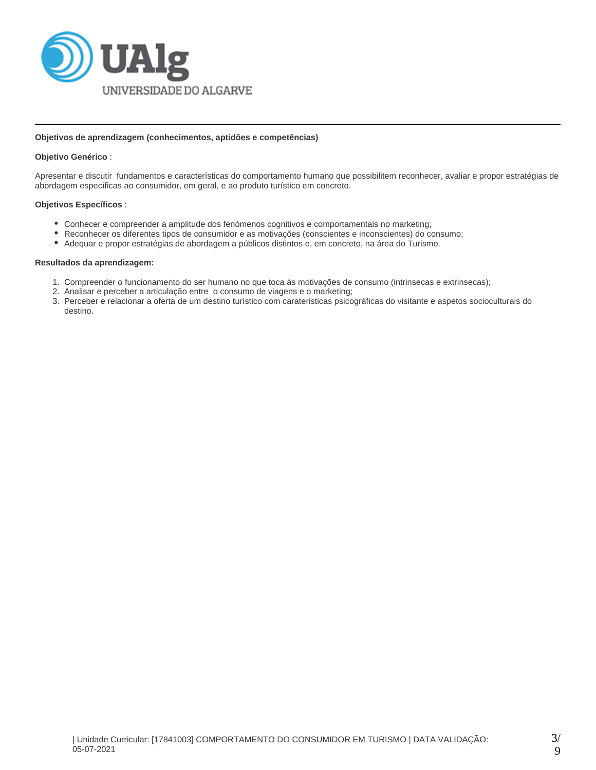**Objetivos de aprendizagem (conhecimentos, aptidões e competências)**

**Objetivo Genérico** :

Apresentar e discutir fundamentos e características do comportamento humano que possibilitem reconhecer, avaliar e propor estratégias de abordagem específicas ao consumidor, em geral, e ao produto turístico em concreto.

**Objetivos Específicos** :

- Conhecer e compreender a amplitude dos fenómenos cognitivos e comportamentais no marketing;
- Reconhecer os diferentes tipos de consumidor e as motivações (conscientes e inconscientes) do consumo;
- Adequar e propor estratégias de abordagem a públicos distintos e, em concreto, na área do Turismo.

**Resultados da aprendizagem:**

1. Compreender o funcionamento do ser humano no que toca às motivações de consumo (intrinsecas e extrinsecas);
2. Analisar e perceber a articulação entre o consumo de viagens e o marketing;
3. Perceber e relacionar a oferta de um destino turístico com carateristicas psicográficas do visitante e aspetos socioculturais do destino.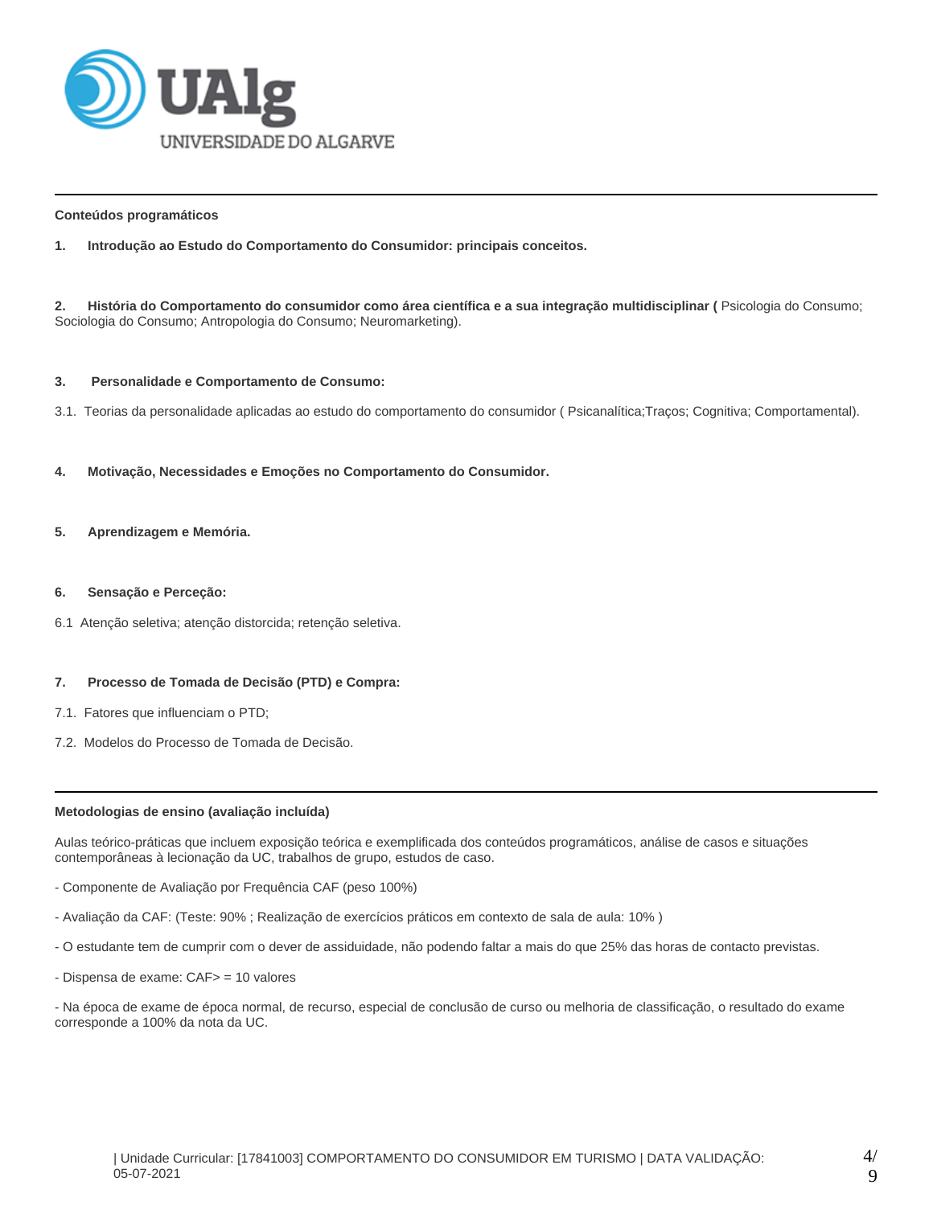### Conteúdos programáticos

**1. Introdução ao Estudo do Comportamento do Consumidor: principais conceitos.**

**2. História do Comportamento do consumidor como área científica e a sua integração multidisciplinar (** Psicologia do Consumo; Sociologia do Consumo; Antropologia do Consumo; Neuromarketing).

**3. Personalidade e Comportamento de Consumo:**

3.1. Teorias da personalidade aplicadas ao estudo do comportamento do consumidor ( Psicanalítica;Traços; Cognitiva; Comportamental).

**4. Motivação, Necessidades e Emoções no Comportamento do Consumidor.**

**5. Aprendizagem e Memória.**

**6. Sensação e Perceção:**

6.1 Atenção seletiva; atenção distorcida; retenção seletiva.

**7. Processo de Tomada de Decisão (PTD) e Compra:**

7.1. Fatores que influenciam o PTD;

7.2. Modelos do Processo de Tomada de Decisão.

### Metodologias de ensino (avaliação incluída)

Aulas teórico-práticas que incluem exposição teórica e exemplificada dos conteúdos programáticos, análise de casos e situações contemporâneas à lecionação da UC, trabalhos de grupo, estudos de caso.

- Componente de Avaliação por Frequência CAF (peso 100%)

- Avaliação da CAF: (Teste: 90% ; Realização de exercícios práticos em contexto de sala de aula: 10% )

- O estudante tem de cumprir com o dever de assiduidade, não podendo faltar a mais do que 25% das horas de contacto previstas.

- Dispensa de exame: CAF> = 10 valores

- Na época de exame de época normal, de recurso, especial de conclusão de curso ou melhoria de classificação, o resultado do exame corresponde a 100% da nota da UC.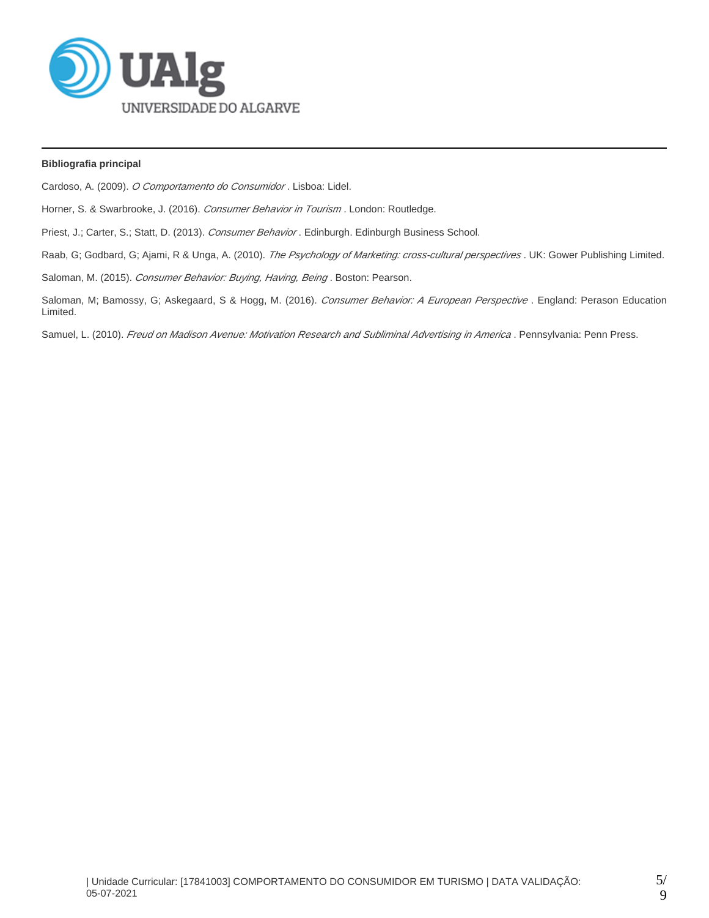**Bibliografia principal**

Cardoso, A. (2009). *O Comportamento do Consumidor* . Lisboa: Lidel.

Horner, S. & Swarbrooke, J. (2016). *Consumer Behavior in Tourism* . London: Routledge.

Priest, J.; Carter, S.; Statt, D. (2013). *Consumer Behavior* . Edinburgh. Edinburgh Business School.

Raab, G; Godbard, G; Ajami, R & Unga, A. (2010). *The Psychology of Marketing: cross-cultural perspectives* . UK: Gower Publishing Limited.

Saloman, M. (2015). *Consumer Behavior: Buying, Having, Being* . Boston: Pearson.

Saloman, M; Bamossy, G; Askegaard, S & Hogg, M. (2016). *Consumer Behavior: A European Perspective* . England: Perason Education Limited.

Samuel, L. (2010). *Freud on Madison Avenue: Motivation Research and Subliminal Advertising in America* . Pennsylvania: Penn Press.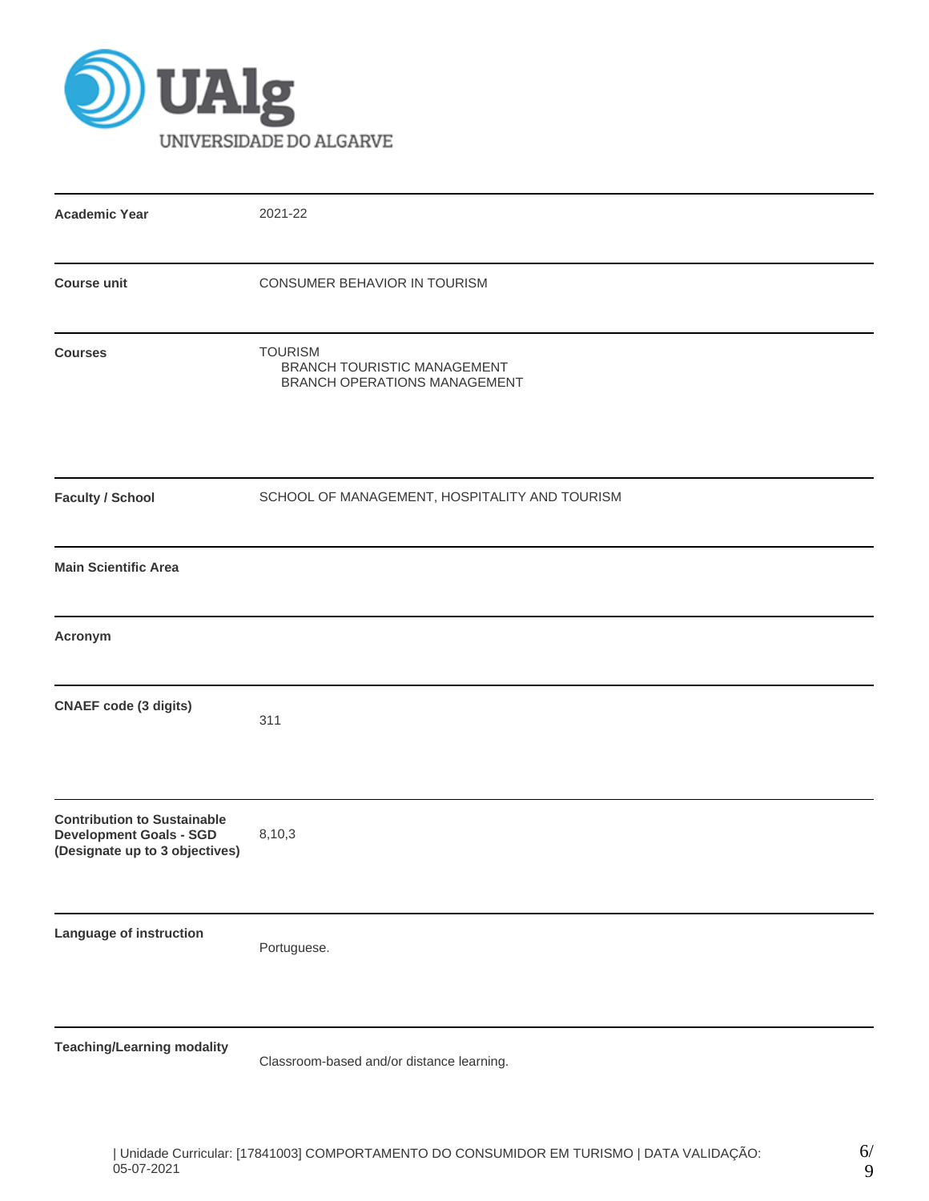| | |
|---|---|
| **Academic Year** | 2021-22 |
| **Course unit** | CONSUMER BEHAVIOR IN TOURISM |
| **Courses** | TOURISM<br>BRANCH TOURISTIC MANAGEMENT<br>BRANCH OPERATIONS MANAGEMENT |
| **Faculty / School** | SCHOOL OF MANAGEMENT, HOSPITALITY AND TOURISM |
| **Main Scientific Area** | |
| **Acronym** | |
| **CNAEF code (3 digits)** | 311 |
| **Contribution to Sustainable Development Goals - SGD (Designate up to 3 objectives)** | 8,10,3 |
| **Language of instruction** | Portuguese. |
| **Teaching/Learning modality** | Classroom-based and/or distance learning. |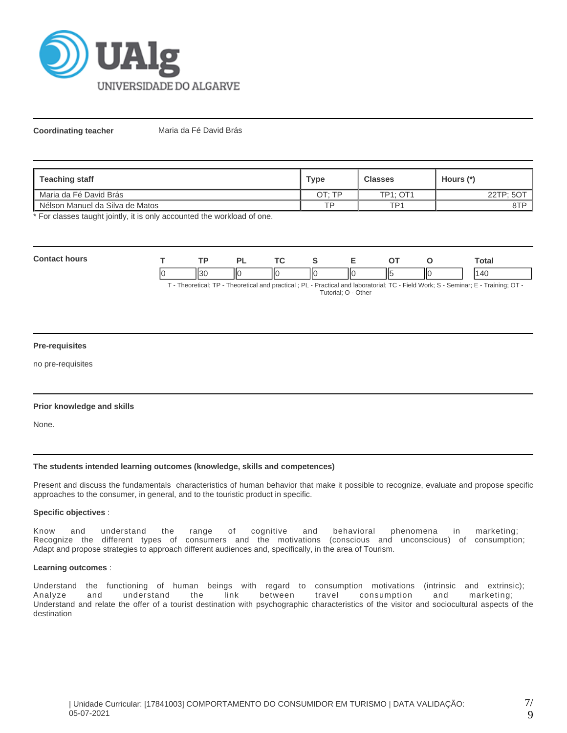**Coordinating teacher** Maria da Fé David Brás

| Teaching staff | Type | Classes | Hours (*) |
|---|---|---|---|
| Maria da Fé David Brás | OT; TP | TP1; OT1 | 22TP; 5OT |
| Nélson Manuel da Silva de Matos | TP | TP1 | 8TP |

* For classes taught jointly, it is only accounted the workload of one.

**Contact hours**

| T | TP | PL | TC | S | E | OT | O | Total |
|---|---|---|---|---|---|---|---|---|
| 0 | 30 | 0 | 0 | 0 | 0 | 5 | 0 | 140 |

T - Theoretical; TP - Theoretical and practical ; PL - Practical and laboratorial; TC - Field Work; S - Seminar; E - Training; OT - Tutorial; O - Other

**Pre-requisites**

no pre-requisites

**Prior knowledge and skills**

None.

**The students intended learning outcomes (knowledge, skills and competences)**

Present and discuss the fundamentals characteristics of human behavior that make it possible to recognize, evaluate and propose specific approaches to the consumer, in general, and to the touristic product in specific.

**Specific objectives** :

Know and understand the range of cognitive and behavioral phenomena in marketing;
Recognize the different types of consumers and the motivations (conscious and unconscious) of consumption;
Adapt and propose strategies to approach different audiences and, specifically, in the area of Tourism.

**Learning outcomes** :

Understand the functioning of human beings with regard to consumption motivations (intrinsic and extrinsic);
Analyze and understand the link between travel consumption and marketing;
Understand and relate the offer of a tourist destination with psychographic characteristics of the visitor and sociocultural aspects of the destination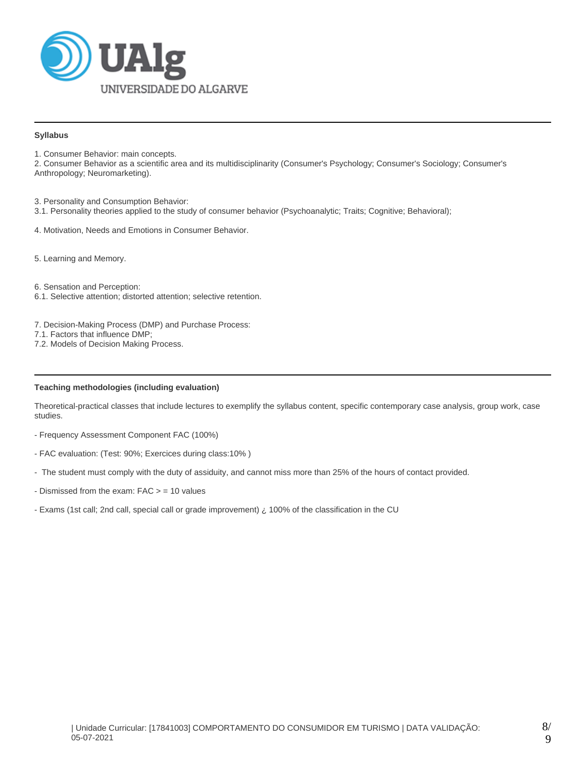### Syllabus

1. Consumer Behavior: main concepts.
2. Consumer Behavior as a scientific area and its multidisciplinarity (Consumer's Psychology; Consumer's Sociology; Consumer's Anthropology; Neuromarketing).

3. Personality and Consumption Behavior:
3.1. Personality theories applied to the study of consumer behavior (Psychoanalytic; Traits; Cognitive; Behavioral);

4. Motivation, Needs and Emotions in Consumer Behavior.

5. Learning and Memory.

6. Sensation and Perception:
6.1. Selective attention; distorted attention; selective retention.

7. Decision-Making Process (DMP) and Purchase Process:
7.1. Factors that influence DMP;
7.2. Models of Decision Making Process.

### Teaching methodologies (including evaluation)

Theoretical-practical classes that include lectures to exemplify the syllabus content, specific contemporary case analysis, group work, case studies.

- Frequency Assessment Component FAC (100%)

- FAC evaluation: (Test: 90%; Exercices during class:10% )

- The student must comply with the duty of assiduity, and cannot miss more than 25% of the hours of contact provided.

- Dismissed from the exam: FAC > = 10 values

- Exams (1st call; 2nd call, special call or grade improvement) ¿ 100% of the classification in the CU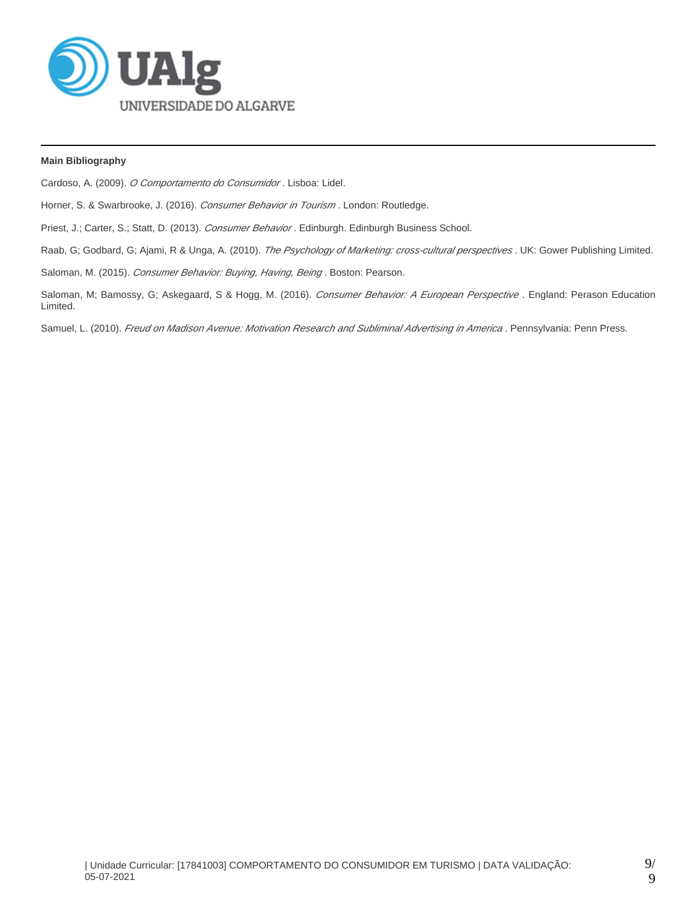**Main Bibliography**

Cardoso, A. (2009). *O Comportamento do Consumidor* . Lisboa: Lidel.

Horner, S. & Swarbrooke, J. (2016). *Consumer Behavior in Tourism* . London: Routledge.

Priest, J.; Carter, S.; Statt, D. (2013). *Consumer Behavior* . Edinburgh. Edinburgh Business School.

Raab, G; Godbard, G; Ajami, R & Unga, A. (2010). *The Psychology of Marketing: cross-cultural perspectives* . UK: Gower Publishing Limited.

Saloman, M. (2015). *Consumer Behavior: Buying, Having, Being* . Boston: Pearson.

Saloman, M; Bamossy, G; Askegaard, S & Hogg, M. (2016). *Consumer Behavior: A European Perspective* . England: Perason Education Limited.

Samuel, L. (2010). *Freud on Madison Avenue: Motivation Research and Subliminal Advertising in America* . Pennsylvania: Penn Press.